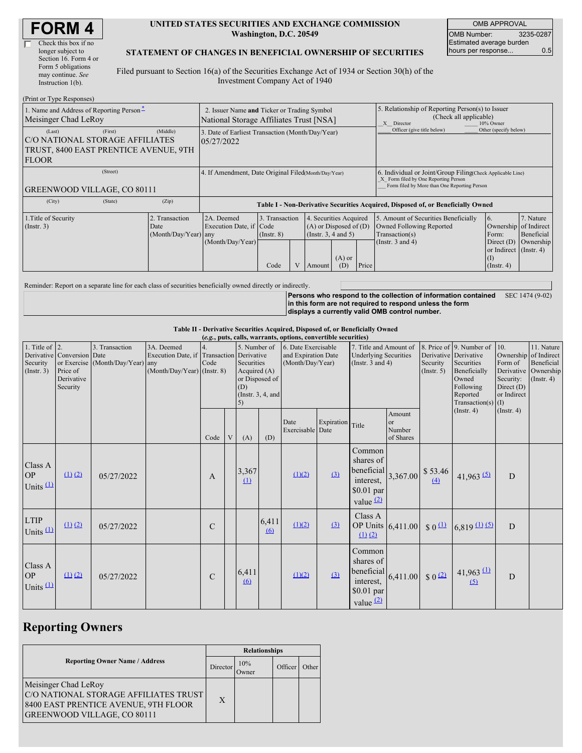# FORM 4

☐ Check this box if no longer subject to Section 16. Form 4 or Form 5 obligations may continue. *See* Instruction 1(b).

**UNITED STATES SECURITIES AND EXCHANGE COMMISSION**
**Washington, D.C. 20549**

**STATEMENT OF CHANGES IN BENEFICIAL OWNERSHIP OF SECURITIES**

Filed pursuant to Section 16(a) of the Securities Exchange Act of 1934 or Section 30(h) of the Investment Company Act of 1940

| OMB APPROVAL | |
|---|---|
| OMB Number: | 3235-0287 |
| Estimated average burden hours per response... | 0.5 |

(Print or Type Responses)

| 1. Name and Address of Reporting Person * | 2. Issuer Name and Ticker or Trading Symbol | 5. Relationship of Reporting Person(s) to Issuer (Check all applicable) |
|---|---|---|
| Meisinger Chad LeRoy | National Storage Affiliates Trust [NSA] | _X_ Director ___ 10% Owner ___ Officer (give title below) ___ Other (specify below) |
| (Last) (First) (Middle) C/O NATIONAL STORAGE AFFILIATES TRUST, 8400 EAST PRENTICE AVENUE, 9TH FLOOR | 3. Date of Earliest Transaction (Month/Day/Year) 05/27/2022 | |
| (Street) GREENWOOD VILLAGE, CO 80111 | 4. If Amendment, Date Original Filed (Month/Day/Year) | 6. Individual or Joint/Group Filing (Check Applicable Line) _X_ Form filed by One Reporting Person ___ Form filed by More than One Reporting Person |
| (City) (State) (Zip) | | |

**Table I - Non-Derivative Securities Acquired, Disposed of, or Beneficially Owned**

| 1.Title of Security (Instr. 3) | 2. Transaction Date (Month/Day/Year) | 2A. Deemed Execution Date, if any (Month/Day/Year) | 3. Transaction Code (Instr. 8) | | 4. Securities Acquired (A) or Disposed of (D) (Instr. 3, 4 and 5) | | | 5. Amount of Securities Beneficially Owned Following Reported Transaction(s) (Instr. 3 and 4) | 6. Ownership Form: Direct (D) or Indirect (I) (Instr. 4) | 7. Nature of Indirect Beneficial Ownership (Instr. 4) |
|---|---|---|---|---|---|---|---|---|---|---|
| | | | Code | V | Amount | (A) or (D) | Price | | | |

Reminder: Report on a separate line for each class of securities beneficially owned directly or indirectly.

**Persons who respond to the collection of information contained in this form are not required to respond unless the form displays a currently valid OMB control number.** SEC 1474 (9-02)

**Table II - Derivative Securities Acquired, Disposed of, or Beneficially Owned**
**(*e.g.*, puts, calls, warrants, options, convertible securities)**

| 1. Title of Derivative Security (Instr. 3) | 2. Conversion or Exercise Price of Derivative Security | 3. Transaction Date (Month/Day/Year) | 3A. Deemed Execution Date, if any (Month/Day/Year) | 4. Transaction Code (Instr. 8) | | 5. Number of Derivative Securities Acquired (A) or Disposed of (D) (Instr. 3, 4, and 5) | | 6. Date Exercisable and Expiration Date (Month/Day/Year) | | 7. Title and Amount of Underlying Securities (Instr. 3 and 4) | | 8. Price of Derivative Security (Instr. 5) | 9. Number of Derivative Securities Beneficially Owned Following Reported Transaction(s) (Instr. 4) | 10. Ownership Form of Derivative Security: Direct (D) or Indirect (I) (Instr. 4) | 11. Nature of Indirect Beneficial Ownership (Instr. 4) |
|---|---|---|---|---|---|---|---|---|---|---|---|---|---|---|---|
| | | | | Code | V | (A) | (D) | Date Exercisable | Expiration Date | Title | Amount or Number of Shares | | | | |
| Class A OP Units (1) | (1) (2) | 05/27/2022 | | A | | 3,367 (1) | | (1)(2) | (3) | Common shares of beneficial interest, $0.01 par value (2) | 3,367.00 | $ 53.46 (4) | 41,963 (5) | D | |
| LTIP Units (1) | (1) (2) | 05/27/2022 | | C | | | 6,411 (6) | (1)(2) | (3) | Class A OP Units (1) (2) | 6,411.00 | $ 0 (1) | 6,819 (1) (5) | D | |
| Class A OP Units (1) | (1) (2) | 05/27/2022 | | C | | 6,411 (6) | | (1)(2) | (3) | Common shares of beneficial interest, $0.01 par value (2) | 6,411.00 | $ 0 (2) | 41,963 (1) (5) | D | |

## Reporting Owners

| Reporting Owner Name / Address | Relationships | | | |
|---|---|---|---|---|
| | Director | 10% Owner | Officer | Other |
| Meisinger Chad LeRoy C/O NATIONAL STORAGE AFFILIATES TRUST 8400 EAST PRENTICE AVENUE, 9TH FLOOR GREENWOOD VILLAGE, CO 80111 | X | | | |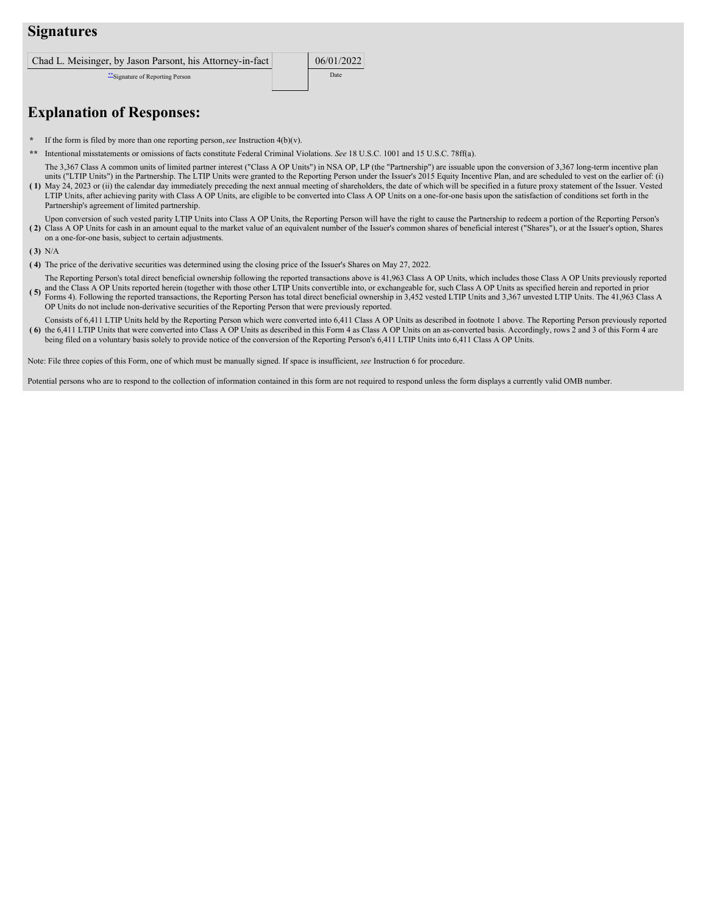## Signatures

| | | |
|---|---|---|
| Chad L. Meisinger, by Jason Parsont, his Attorney-in-fact | | 06/01/2022 |
| **Signature of Reporting Person | | Date |

## Explanation of Responses:

\* If the form is filed by more than one reporting person, *see* Instruction 4(b)(v).

\*\* Intentional misstatements or omissions of facts constitute Federal Criminal Violations. *See* 18 U.S.C. 1001 and 15 U.S.C. 78ff(a).

( 1) The 3,367 Class A common units of limited partner interest ("Class A OP Units") in NSA OP, LP (the "Partnership") are issuable upon the conversion of 3,367 long-term incentive plan units ("LTIP Units") in the Partnership. The LTIP Units were granted to the Reporting Person under the Issuer's 2015 Equity Incentive Plan, and are scheduled to vest on the earlier of: (i) May 24, 2023 or (ii) the calendar day immediately preceding the next annual meeting of shareholders, the date of which will be specified in a future proxy statement of the Issuer. Vested LTIP Units, after achieving parity with Class A OP Units, are eligible to be converted into Class A OP Units on a one-for-one basis upon the satisfaction of conditions set forth in the Partnership's agreement of limited partnership.

( 2) Upon conversion of such vested parity LTIP Units into Class A OP Units, the Reporting Person will have the right to cause the Partnership to redeem a portion of the Reporting Person's Class A OP Units for cash in an amount equal to the market value of an equivalent number of the Issuer's common shares of beneficial interest ("Shares"), or at the Issuer's option, Shares on a one-for-one basis, subject to certain adjustments.

( 3) N/A

( 4) The price of the derivative securities was determined using the closing price of the Issuer's Shares on May 27, 2022.

( 5) The Reporting Person's total direct beneficial ownership following the reported transactions above is 41,963 Class A OP Units, which includes those Class A OP Units previously reported and the Class A OP Units reported herein (together with those other LTIP Units convertible into, or exchangeable for, such Class A OP Units as specified herein and reported in prior Forms 4). Following the reported transactions, the Reporting Person has total direct beneficial ownership in 3,452 vested LTIP Units and 3,367 unvested LTIP Units. The 41,963 Class A OP Units do not include non-derivative securities of the Reporting Person that were previously reported.

( 6) Consists of 6,411 LTIP Units held by the Reporting Person which were converted into 6,411 Class A OP Units as described in footnote 1 above. The Reporting Person previously reported the 6,411 LTIP Units that were converted into Class A OP Units as described in this Form 4 as Class A OP Units on an as-converted basis. Accordingly, rows 2 and 3 of this Form 4 are being filed on a voluntary basis solely to provide notice of the conversion of the Reporting Person's 6,411 LTIP Units into 6,411 Class A OP Units.

Note: File three copies of this Form, one of which must be manually signed. If space is insufficient, *see* Instruction 6 for procedure.

Potential persons who are to respond to the collection of information contained in this form are not required to respond unless the form displays a currently valid OMB number.